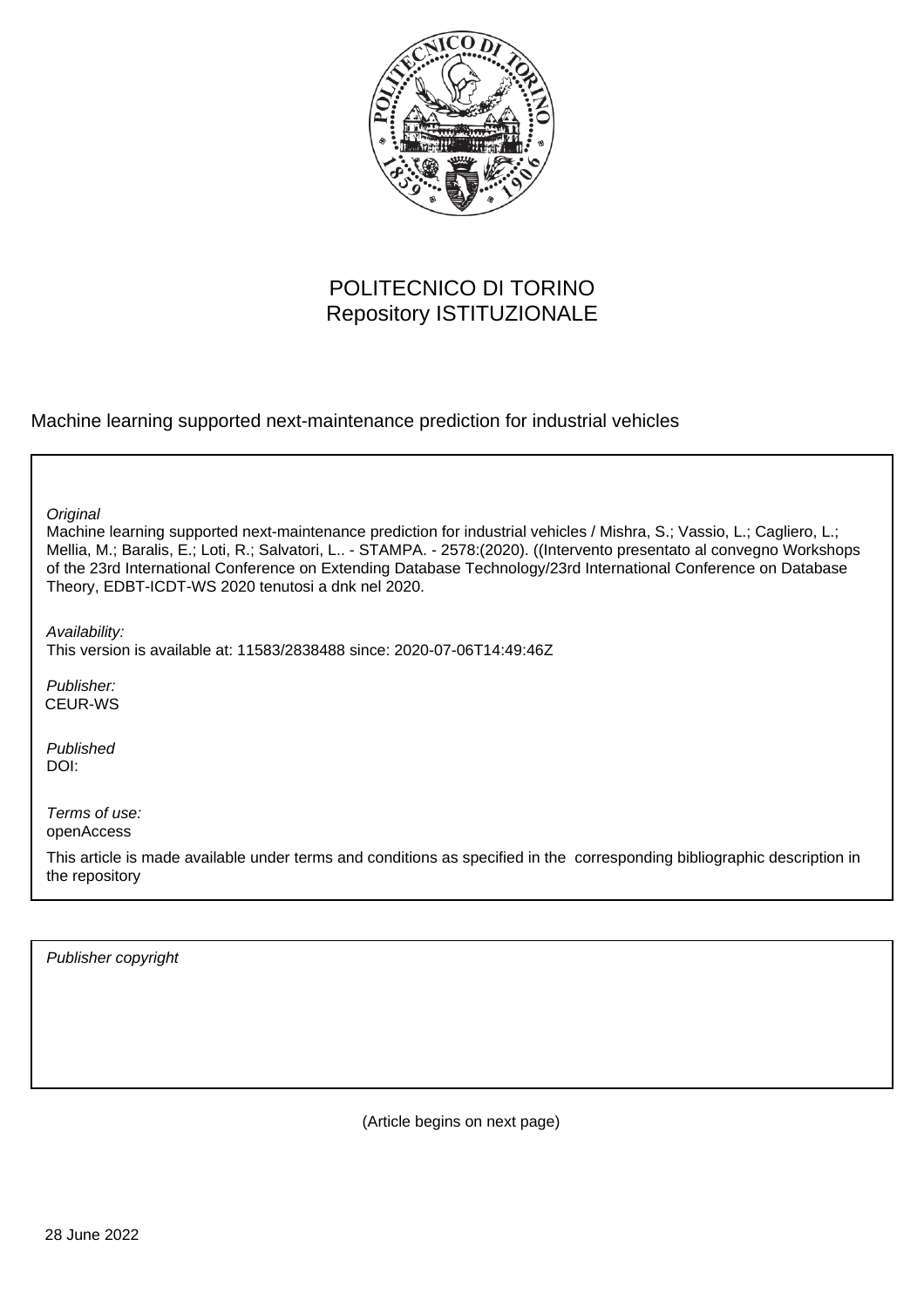POLITECNICO DI TORINO
Repository ISTITUZIONALE

Machine learning supported next-maintenance prediction for industrial vehicles

*Original*
Machine learning supported next-maintenance prediction for industrial vehicles / Mishra, S.; Vassio, L.; Cagliero, L.; Mellia, M.; Baralis, E.; Loti, R.; Salvatori, L.. - STAMPA. - 2578:(2020). ((Intervento presentato al convegno Workshops of the 23rd International Conference on Extending Database Technology/23rd International Conference on Database Theory, EDBT-ICDT-WS 2020 tenutosi a dnk nel 2020.

*Availability:*
This version is available at: 11583/2838488 since: 2020-07-06T14:49:46Z

*Publisher:*
CEUR-WS

*Published*
DOI:

*Terms of use:*
openAccess

This article is made available under terms and conditions as specified in the corresponding bibliographic description in the repository

*Publisher copyright*

(Article begins on next page)

28 June 2022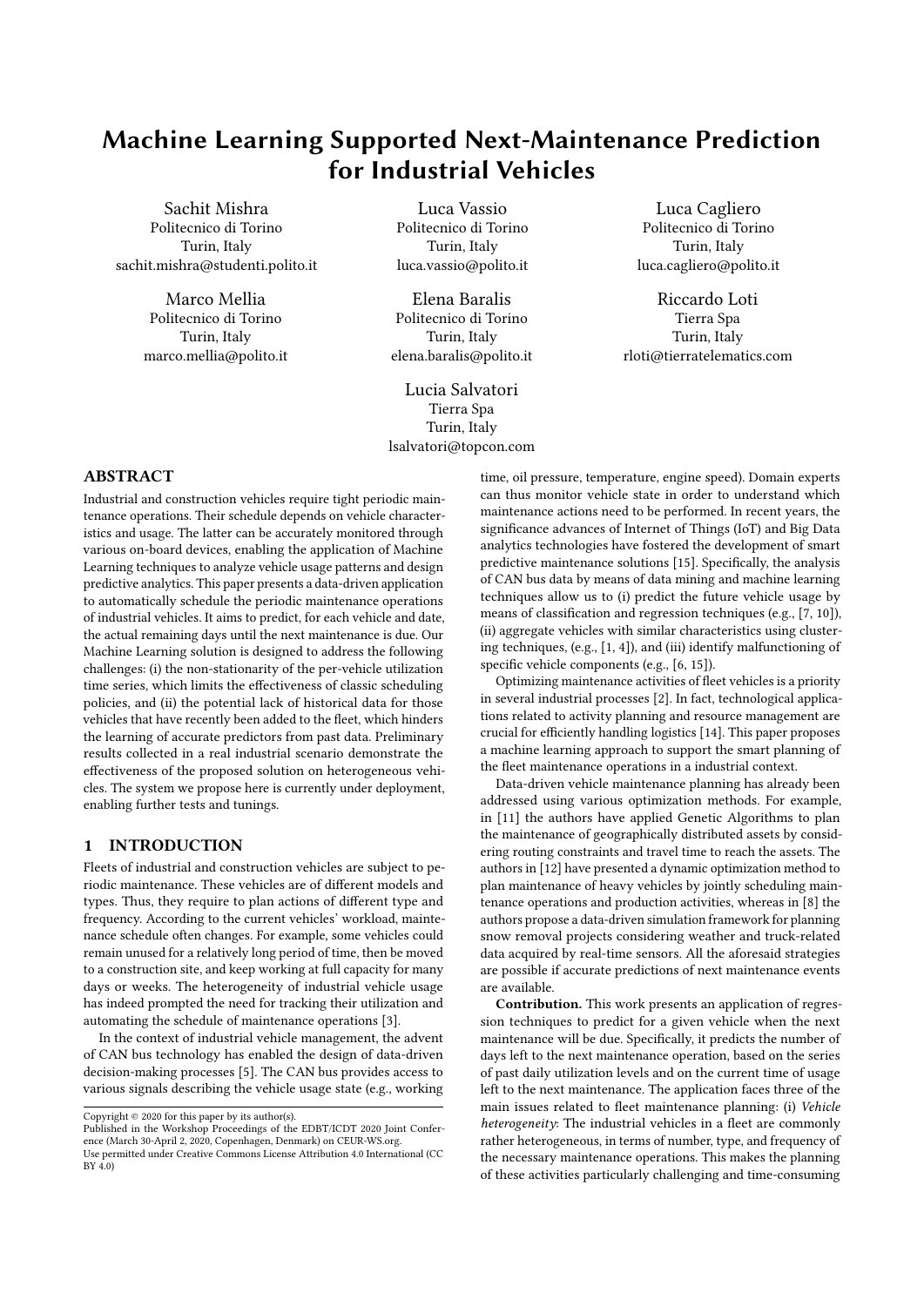# Machine Learning Supported Next-Maintenance Prediction for Industrial Vehicles

Sachit Mishra
Politecnico di Torino
Turin, Italy
sachit.mishra@studenti.polito.it

Luca Vassio
Politecnico di Torino
Turin, Italy
luca.vassio@polito.it

Luca Cagliero
Politecnico di Torino
Turin, Italy
luca.cagliero@polito.it

Marco Mellia
Politecnico di Torino
Turin, Italy
marco.mellia@polito.it

Elena Baralis
Politecnico di Torino
Turin, Italy
elena.baralis@polito.it

Riccardo Loti
Tierra Spa
Turin, Italy
rloti@tierratelematics.com

Lucia Salvatori
Tierra Spa
Turin, Italy
lsalvatori@topcon.com

## ABSTRACT

Industrial and construction vehicles require tight periodic maintenance operations. Their schedule depends on vehicle characteristics and usage. The latter can be accurately monitored through various on-board devices, enabling the application of Machine Learning techniques to analyze vehicle usage patterns and design predictive analytics. This paper presents a data-driven application to automatically schedule the periodic maintenance operations of industrial vehicles. It aims to predict, for each vehicle and date, the actual remaining days until the next maintenance is due. Our Machine Learning solution is designed to address the following challenges: (i) the non-stationarity of the per-vehicle utilization time series, which limits the effectiveness of classic scheduling policies, and (ii) the potential lack of historical data for those vehicles that have recently been added to the fleet, which hinders the learning of accurate predictors from past data. Preliminary results collected in a real industrial scenario demonstrate the effectiveness of the proposed solution on heterogeneous vehicles. The system we propose here is currently under deployment, enabling further tests and tunings.

## 1 INTRODUCTION

Fleets of industrial and construction vehicles are subject to periodic maintenance. These vehicles are of different models and types. Thus, they require to plan actions of different type and frequency. According to the current vehicles' workload, maintenance schedule often changes. For example, some vehicles could remain unused for a relatively long period of time, then be moved to a construction site, and keep working at full capacity for many days or weeks. The heterogeneity of industrial vehicle usage has indeed prompted the need for tracking their utilization and automating the schedule of maintenance operations [3].

In the context of industrial vehicle management, the advent of CAN bus technology has enabled the design of data-driven decision-making processes [5]. The CAN bus provides access to various signals describing the vehicle usage state (e.g., working time, oil pressure, temperature, engine speed). Domain experts can thus monitor vehicle state in order to understand which maintenance actions need to be performed. In recent years, the significance advances of Internet of Things (IoT) and Big Data analytics technologies have fostered the development of smart predictive maintenance solutions [15]. Specifically, the analysis of CAN bus data by means of data mining and machine learning techniques allow us to (i) predict the future vehicle usage by means of classification and regression techniques (e.g., [7, 10]), (ii) aggregate vehicles with similar characteristics using clustering techniques, (e.g., [1, 4]), and (iii) identify malfunctioning of specific vehicle components (e.g., [6, 15]).

Optimizing maintenance activities of fleet vehicles is a priority in several industrial processes [2]. In fact, technological applications related to activity planning and resource management are crucial for efficiently handling logistics [14]. This paper proposes a machine learning approach to support the smart planning of the fleet maintenance operations in a industrial context.

Data-driven vehicle maintenance planning has already been addressed using various optimization methods. For example, in [11] the authors have applied Genetic Algorithms to plan the maintenance of geographically distributed assets by considering routing constraints and travel time to reach the assets. The authors in [12] have presented a dynamic optimization method to plan maintenance of heavy vehicles by jointly scheduling maintenance operations and production activities, whereas in [8] the authors propose a data-driven simulation framework for planning snow removal projects considering weather and truck-related data acquired by real-time sensors. All the aforesaid strategies are possible if accurate predictions of next maintenance events are available.

**Contribution.** This work presents an application of regression techniques to predict for a given vehicle when the next maintenance will be due. Specifically, it predicts the number of days left to the next maintenance operation, based on the series of past daily utilization levels and on the current time of usage left to the next maintenance. The application faces three of the main issues related to fleet maintenance planning: (i) *Vehicle heterogeneity*: The industrial vehicles in a fleet are commonly rather heterogeneous, in terms of number, type, and frequency of the necessary maintenance operations. This makes the planning of these activities particularly challenging and time-consuming

Copyright © 2020 for this paper by its author(s).
Published in the Workshop Proceedings of the EDBT/ICDT 2020 Joint Conference (March 30-April 2, 2020, Copenhagen, Denmark) on CEUR-WS.org.
Use permitted under Creative Commons License Attribution 4.0 International (CC BY 4.0)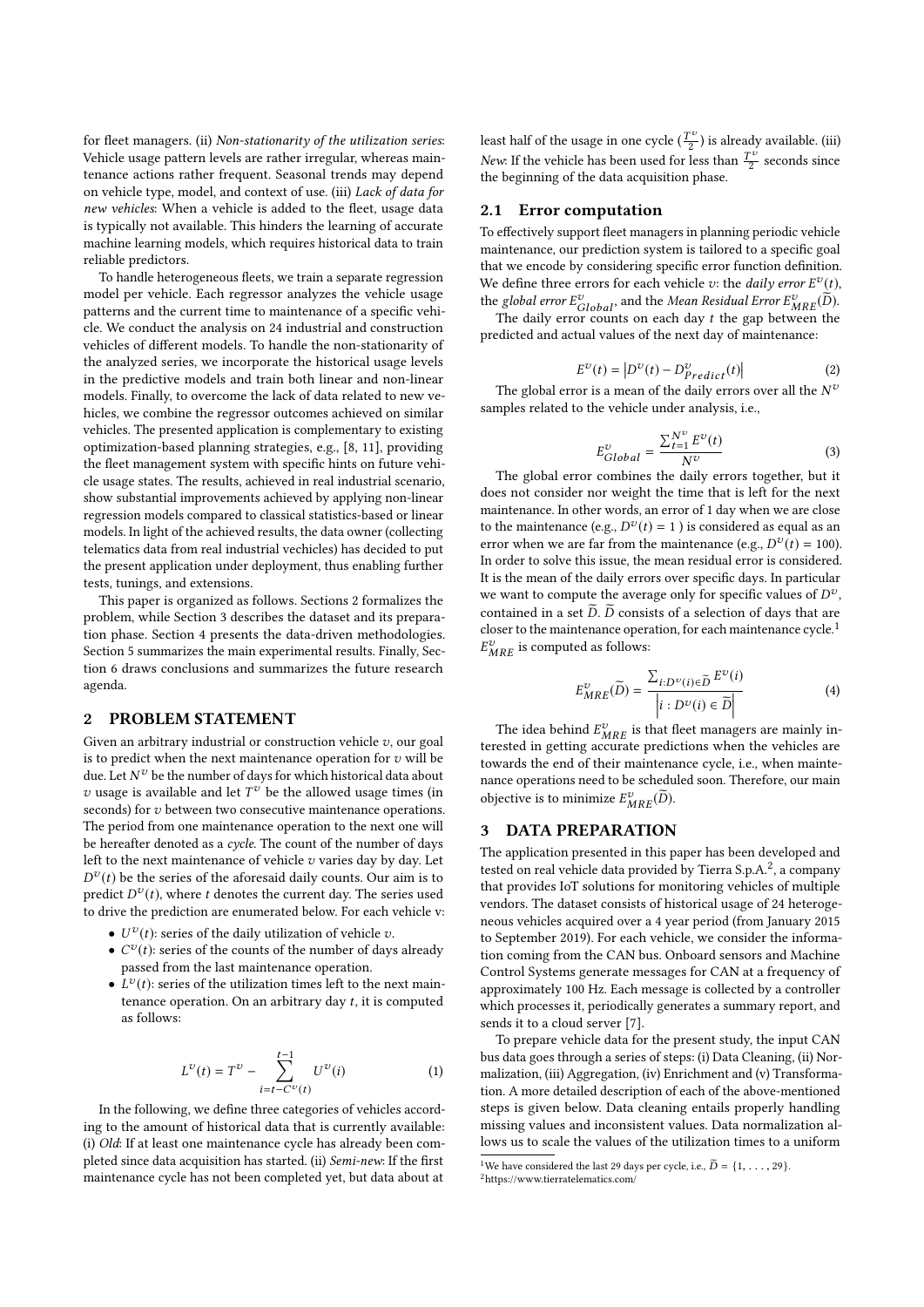for fleet managers. (ii) *Non-stationarity of the utilization series*: Vehicle usage pattern levels are rather irregular, whereas maintenance actions rather frequent. Seasonal trends may depend on vehicle type, model, and context of use. (iii) *Lack of data for new vehicles*: When a vehicle is added to the fleet, usage data is typically not available. This hinders the learning of accurate machine learning models, which requires historical data to train reliable predictors.

To handle heterogeneous fleets, we train a separate regression model per vehicle. Each regressor analyzes the vehicle usage patterns and the current time to maintenance of a specific vehicle. We conduct the analysis on 24 industrial and construction vehicles of different models. To handle the non-stationarity of the analyzed series, we incorporate the historical usage levels in the predictive models and train both linear and non-linear models. Finally, to overcome the lack of data related to new vehicles, we combine the regressor outcomes achieved on similar vehicles. The presented application is complementary to existing optimization-based planning strategies, e.g., [8, 11], providing the fleet management system with specific hints on future vehicle usage states. The results, achieved in real industrial scenario, show substantial improvements achieved by applying non-linear regression models compared to classical statistics-based or linear models. In light of the achieved results, the data owner (collecting telematics data from real industrial vechicles) has decided to put the present application under deployment, thus enabling further tests, tunings, and extensions.

This paper is organized as follows. Sections 2 formalizes the problem, while Section 3 describes the dataset and its preparation phase. Section 4 presents the data-driven methodologies. Section 5 summarizes the main experimental results. Finally, Section 6 draws conclusions and summarizes the future research agenda.

## 2 PROBLEM STATEMENT

Given an arbitrary industrial or construction vehicle $v$, our goal is to predict when the next maintenance operation for $v$ will be due. Let $N^v$ be the number of days for which historical data about $v$ usage is available and let $T^v$ be the allowed usage times (in seconds) for $v$ between two consecutive maintenance operations. The period from one maintenance operation to the next one will be hereafter denoted as a *cycle*. The count of the number of days left to the next maintenance of vehicle $v$ varies day by day. Let $D^v(t)$ be the series of the aforesaid daily counts. Our aim is to predict $D^v(t)$, where $t$ denotes the current day. The series used to drive the prediction are enumerated below. For each vehicle v:

- $U^v(t)$: series of the daily utilization of vehicle $v$.
- $C^v(t)$: series of the counts of the number of days already passed from the last maintenance operation.
- $L^v(t)$: series of the utilization times left to the next maintenance operation. On an arbitrary day $t$, it is computed as follows:

$$L^v(t) = T^v - \sum_{i=t-C^v(t)}^{t-1} U^v(i) \tag{1}$$

In the following, we define three categories of vehicles according to the amount of historical data that is currently available: (i) *Old*: If at least one maintenance cycle has already been completed since data acquisition has started. (ii) *Semi-new*: If the first maintenance cycle has not been completed yet, but data about at least half of the usage in one cycle ($\frac{T^v}{2}$) is already available. (iii) *New*: If the vehicle has been used for less than $\frac{T^v}{2}$ seconds since the beginning of the data acquisition phase.

### 2.1 Error computation

To effectively support fleet managers in planning periodic vehicle maintenance, our prediction system is tailored to a specific goal that we encode by considering specific error function definition. We define three errors for each vehicle $v$: the *daily error* $E^v(t)$, the *global error* $E^v_{Global}$, and the *Mean Residual Error* $E^v_{MRE}(\widetilde{D})$.

The daily error counts on each day $t$ the gap between the predicted and actual values of the next day of maintenance:

$$E^v(t) = \left|D^v(t) - D^v_{Predict}(t)\right| \tag{2}$$

The global error is a mean of the daily errors over all the $N^v$ samples related to the vehicle under analysis, i.e.,

$$E^v_{Global} = \frac{\sum_{t=1}^{N^v} E^v(t)}{N^v} \tag{3}$$

The global error combines the daily errors together, but it does not consider nor weight the time that is left for the next maintenance. In other words, an error of 1 day when we are close to the maintenance (e.g., $D^v(t) = 1$ ) is considered as equal as an error when we are far from the maintenance (e.g., $D^v(t) = 100$). In order to solve this issue, the mean residual error is considered. It is the mean of the daily errors over specific days. In particular we want to compute the average only for specific values of $D^v$, contained in a set $\widetilde{D}$. $\widetilde{D}$ consists of a selection of days that are closer to the maintenance operation, for each maintenance cycle.[1] $E^v_{MRE}$ is computed as follows:

$$E^v_{MRE}(\widetilde{D}) = \frac{\sum_{i:D^v(i)\in\widetilde{D}} E^v(i)}{\left|i : D^v(i) \in \widetilde{D}\right|} \tag{4}$$

The idea behind $E^v_{MRE}$ is that fleet managers are mainly interested in getting accurate predictions when the vehicles are towards the end of their maintenance cycle, i.e., when maintenance operations need to be scheduled soon. Therefore, our main objective is to minimize $E^v_{MRE}(\widetilde{D})$.

## 3 DATA PREPARATION

The application presented in this paper has been developed and tested on real vehicle data provided by Tierra S.p.A.[2], a company that provides IoT solutions for monitoring vehicles of multiple vendors. The dataset consists of historical usage of 24 heterogeneous vehicles acquired over a 4 year period (from January 2015 to September 2019). For each vehicle, we consider the information coming from the CAN bus. Onboard sensors and Machine Control Systems generate messages for CAN at a frequency of approximately 100 Hz. Each message is collected by a controller which processes it, periodically generates a summary report, and sends it to a cloud server [7].

To prepare vehicle data for the present study, the input CAN bus data goes through a series of steps: (i) Data Cleaning, (ii) Normalization, (iii) Aggregation, (iv) Enrichment and (v) Transformation. A more detailed description of each of the above-mentioned steps is given below. Data cleaning entails properly handling missing values and inconsistent values. Data normalization allows us to scale the values of the utilization times to a uniform

[1] We have considered the last 29 days per cycle, i.e., $\widetilde{D} = \{1, \ldots, 29\}$.

[2] https://www.tierratelematics.com/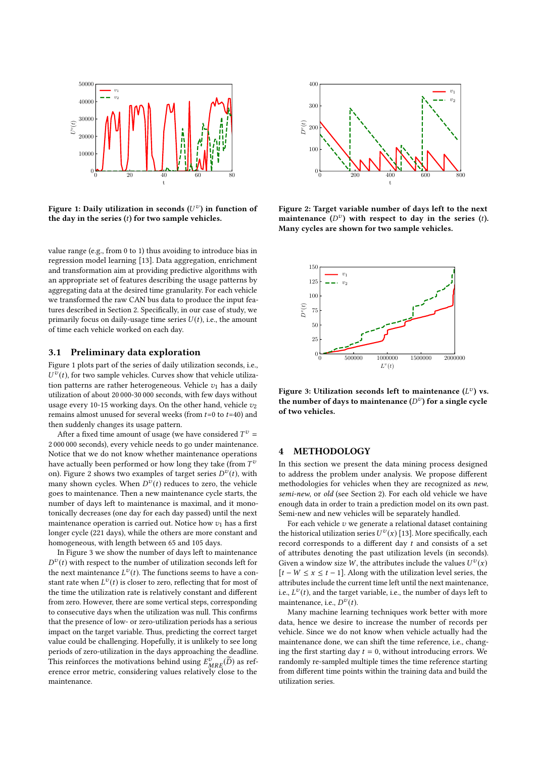Figure 1: Daily utilization in seconds ($U^v$) in function of the day in the series ($t$) for two sample vehicles.

Figure 2: Target variable number of days left to the next maintenance ($D^v$) with respect to day in the series ($t$). Many cycles are shown for two sample vehicles.

value range (e.g., from 0 to 1) thus avoiding to introduce bias in regression model learning [13]. Data aggregation, enrichment and transformation aim at providing predictive algorithms with an appropriate set of features describing the usage patterns by aggregating data at the desired time granularity. For each vehicle we transformed the raw CAN bus data to produce the input features described in Section 2. Specifically, in our case of study, we primarily focus on daily-usage time series $U(t)$, i.e., the amount of time each vehicle worked on each day.

## 3.1 Preliminary data exploration

Figure 1 plots part of the series of daily utilization seconds, i.e., $U^v(t)$, for two sample vehicles. Curves show that vehicle utilization patterns are rather heterogeneous. Vehicle $v_1$ has a daily utilization of about 20 000-30 000 seconds, with few days without usage every 10-15 working days. On the other hand, vehicle $v_2$ remains almost unused for several weeks (from $t$=0 to $t$=40) and then suddenly changes its usage pattern.

After a fixed time amount of usage (we have considered $T^v$ = 2 000 000 seconds), every vehicle needs to go under maintenance. Notice that we do not know whether maintenance operations have actually been performed or how long they take (from $T^v$ on). Figure 2 shows two examples of target series $D^v(t)$, with many shown cycles. When $D^v(t)$ reduces to zero, the vehicle goes to maintenance. Then a new maintenance cycle starts, the number of days left to maintenance is maximal, and it monotonically decreases (one day for each day passed) until the next maintenance operation is carried out. Notice how $v_1$ has a first longer cycle (221 days), while the others are more constant and homogeneous, with length between 65 and 105 days.

In Figure 3 we show the number of days left to maintenance $D^v(t)$ with respect to the number of utilization seconds left for the next maintenance $L^v(t)$. The functions seems to have a constant rate when $L^v(t)$ is closer to zero, reflecting that for most of the time the utilization rate is relatively constant and different from zero. However, there are some vertical steps, corresponding to consecutive days when the utilization was null. This confirms that the presence of low- or zero-utilization periods has a serious impact on the target variable. Thus, predicting the correct target value could be challenging. Hopefully, it is unlikely to see long periods of zero-utilization in the days approaching the deadline. This reinforces the motivations behind using $E^v_{MRE}(\widetilde{D})$ as reference error metric, considering values relatively close to the maintenance.

Figure 3: Utilization seconds left to maintenance ($L^v$) vs. the number of days to maintenance ($D^v$) for a single cycle of two vehicles.

# 4 METHODOLOGY

In this section we present the data mining process designed to address the problem under analysis. We propose different methodologies for vehicles when they are recognized as *new*, *semi-new*, or *old* (see Section 2). For each old vehicle we have enough data in order to train a prediction model on its own past. Semi-new and new vehicles will be separately handled.

For each vehicle $v$ we generate a relational dataset containing the historical utilization series $U^v(x)$ [13]. More specifically, each record corresponds to a different day $t$ and consists of a set of attributes denoting the past utilization levels (in seconds). Given a window size $W$, the attributes include the values $U^v(x)$ $[t - W \leq x \leq t - 1]$. Along with the utilization level series, the attributes include the current time left until the next maintenance, i.e., $L^v(t)$, and the target variable, i.e., the number of days left to maintenance, i.e., $D^v(t)$.

Many machine learning techniques work better with more data, hence we desire to increase the number of records per vehicle. Since we do not know when vehicle actually had the maintenance done, we can shift the time reference, i.e., changing the first starting day $t = 0$, without introducing errors. We randomly re-sampled multiple times the time reference starting from different time points within the training data and build the utilization series.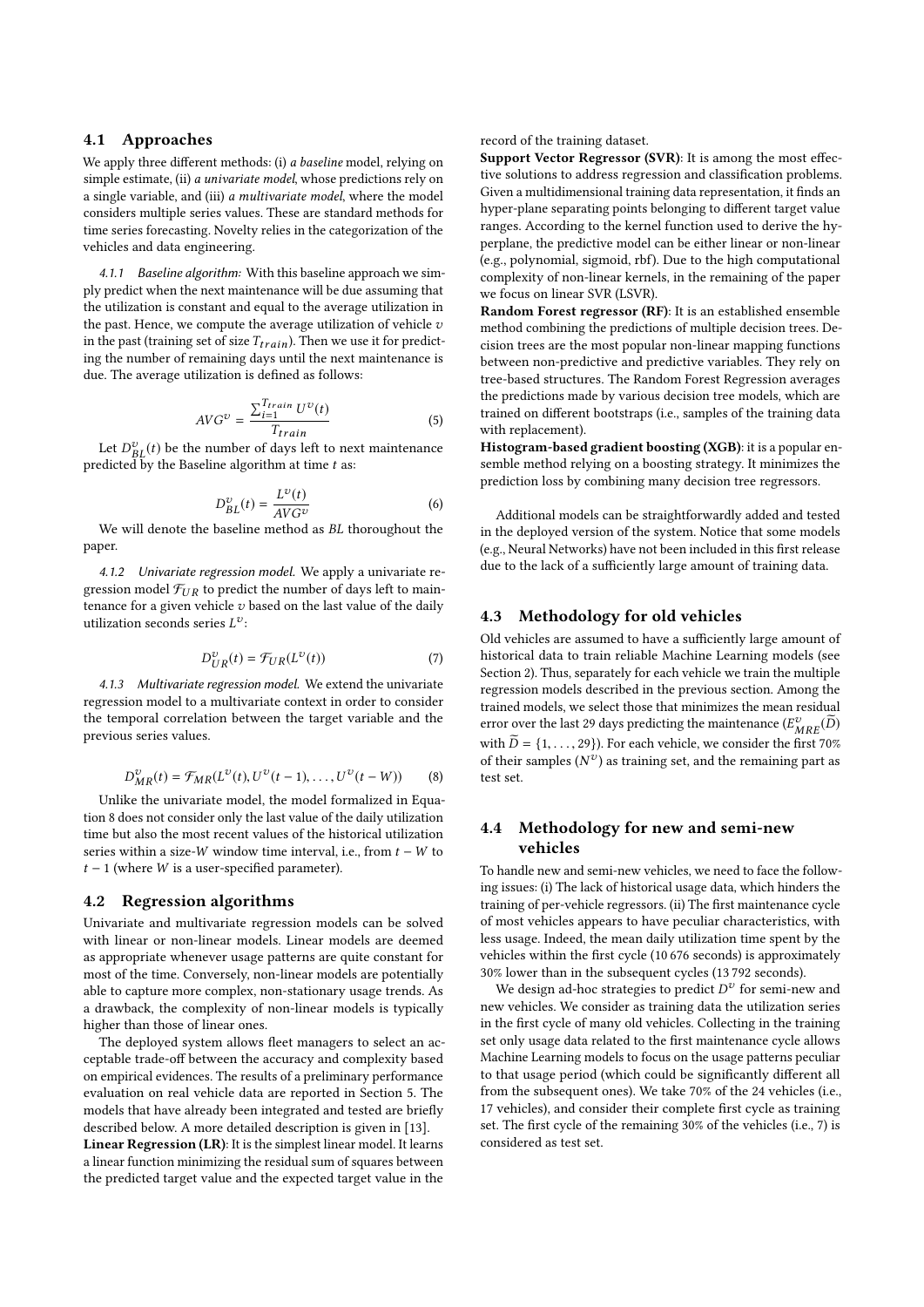## 4.1 Approaches

We apply three different methods: (i) *a baseline* model, relying on simple estimate, (ii) *a univariate model*, whose predictions rely on a single variable, and (iii) *a multivariate model*, where the model considers multiple series values. These are standard methods for time series forecasting. Novelty relies in the categorization of the vehicles and data engineering.

*4.1.1 Baseline algorithm:* With this baseline approach we simply predict when the next maintenance will be due assuming that the utilization is constant and equal to the average utilization in the past. Hence, we compute the average utilization of vehicle $v$ in the past (training set of size $T_{train}$). Then we use it for predicting the number of remaining days until the next maintenance is due. The average utilization is defined as follows:

$$AVG^v = \frac{\sum_{i=1}^{T_{train}} U^v(t)}{T_{train}} \tag{5}$$

Let $D^v_{BL}(t)$ be the number of days left to next maintenance predicted by the Baseline algorithm at time $t$ as:

$$D^v_{BL}(t) = \frac{L^v(t)}{AVG^v} \tag{6}$$

We will denote the baseline method as *BL* thoroughout the paper.

*4.1.2 Univariate regression model.* We apply a univariate regression model $\mathcal{F}_{UR}$ to predict the number of days left to maintenance for a given vehicle $v$ based on the last value of the daily utilization seconds series $L^v$:

$$D^v_{UR}(t) = \mathcal{F}_{UR}(L^v(t)) \tag{7}$$

*4.1.3 Multivariate regression model.* We extend the univariate regression model to a multivariate context in order to consider the temporal correlation between the target variable and the previous series values.

$$D^v_{MR}(t) = \mathcal{F}_{MR}(L^v(t), U^v(t-1), \dots, U^v(t-W)) \tag{8}$$

Unlike the univariate model, the model formalized in Equation 8 does not consider only the last value of the daily utilization time but also the most recent values of the historical utilization series within a size-$W$ window time interval, i.e., from $t - W$ to $t - 1$ (where $W$ is a user-specified parameter).

## 4.2 Regression algorithms

Univariate and multivariate regression models can be solved with linear or non-linear models. Linear models are deemed as appropriate whenever usage patterns are quite constant for most of the time. Conversely, non-linear models are potentially able to capture more complex, non-stationary usage trends. As a drawback, the complexity of non-linear models is typically higher than those of linear ones.

The deployed system allows fleet managers to select an acceptable trade-off between the accuracy and complexity based on empirical evidences. The results of a preliminary performance evaluation on real vehicle data are reported in Section 5. The models that have already been integrated and tested are briefly described below. A more detailed description is given in [13].

**Linear Regression (LR)**: It is the simplest linear model. It learns a linear function minimizing the residual sum of squares between the predicted target value and the expected target value in the record of the training dataset.

**Support Vector Regressor (SVR)**: It is among the most effective solutions to address regression and classification problems. Given a multidimensional training data representation, it finds an hyper-plane separating points belonging to different target value ranges. According to the kernel function used to derive the hyperplane, the predictive model can be either linear or non-linear (e.g., polynomial, sigmoid, rbf). Due to the high computational complexity of non-linear kernels, in the remaining of the paper we focus on linear SVR (LSVR).

**Random Forest regressor (RF)**: It is an established ensemble method combining the predictions of multiple decision trees. Decision trees are the most popular non-linear mapping functions between non-predictive and predictive variables. They rely on tree-based structures. The Random Forest Regression averages the predictions made by various decision tree models, which are trained on different bootstraps (i.e., samples of the training data with replacement).

**Histogram-based gradient boosting (XGB)**: it is a popular ensemble method relying on a boosting strategy. It minimizes the prediction loss by combining many decision tree regressors.

Additional models can be straightforwardly added and tested in the deployed version of the system. Notice that some models (e.g., Neural Networks) have not been included in this first release due to the lack of a sufficiently large amount of training data.

## 4.3 Methodology for old vehicles

Old vehicles are assumed to have a sufficiently large amount of historical data to train reliable Machine Learning models (see Section 2). Thus, separately for each vehicle we train the multiple regression models described in the previous section. Among the trained models, we select those that minimizes the mean residual error over the last 29 days predicting the maintenance ($E^v_{MRE}(\widetilde{D})$ with $\widetilde{D} = \{1, \dots, 29\}$). For each vehicle, we consider the first 70% of their samples ($N^v$) as training set, and the remaining part as test set.

## 4.4 Methodology for new and semi-new vehicles

To handle new and semi-new vehicles, we need to face the following issues: (i) The lack of historical usage data, which hinders the training of per-vehicle regressors. (ii) The first maintenance cycle of most vehicles appears to have peculiar characteristics, with less usage. Indeed, the mean daily utilization time spent by the vehicles within the first cycle (10 676 seconds) is approximately 30% lower than in the subsequent cycles (13 792 seconds).

We design ad-hoc strategies to predict $D^v$ for semi-new and new vehicles. We consider as training data the utilization series in the first cycle of many old vehicles. Collecting in the training set only usage data related to the first maintenance cycle allows Machine Learning models to focus on the usage patterns peculiar to that usage period (which could be significantly different all from the subsequent ones). We take 70% of the 24 vehicles (i.e., 17 vehicles), and consider their complete first cycle as training set. The first cycle of the remaining 30% of the vehicles (i.e., 7) is considered as test set.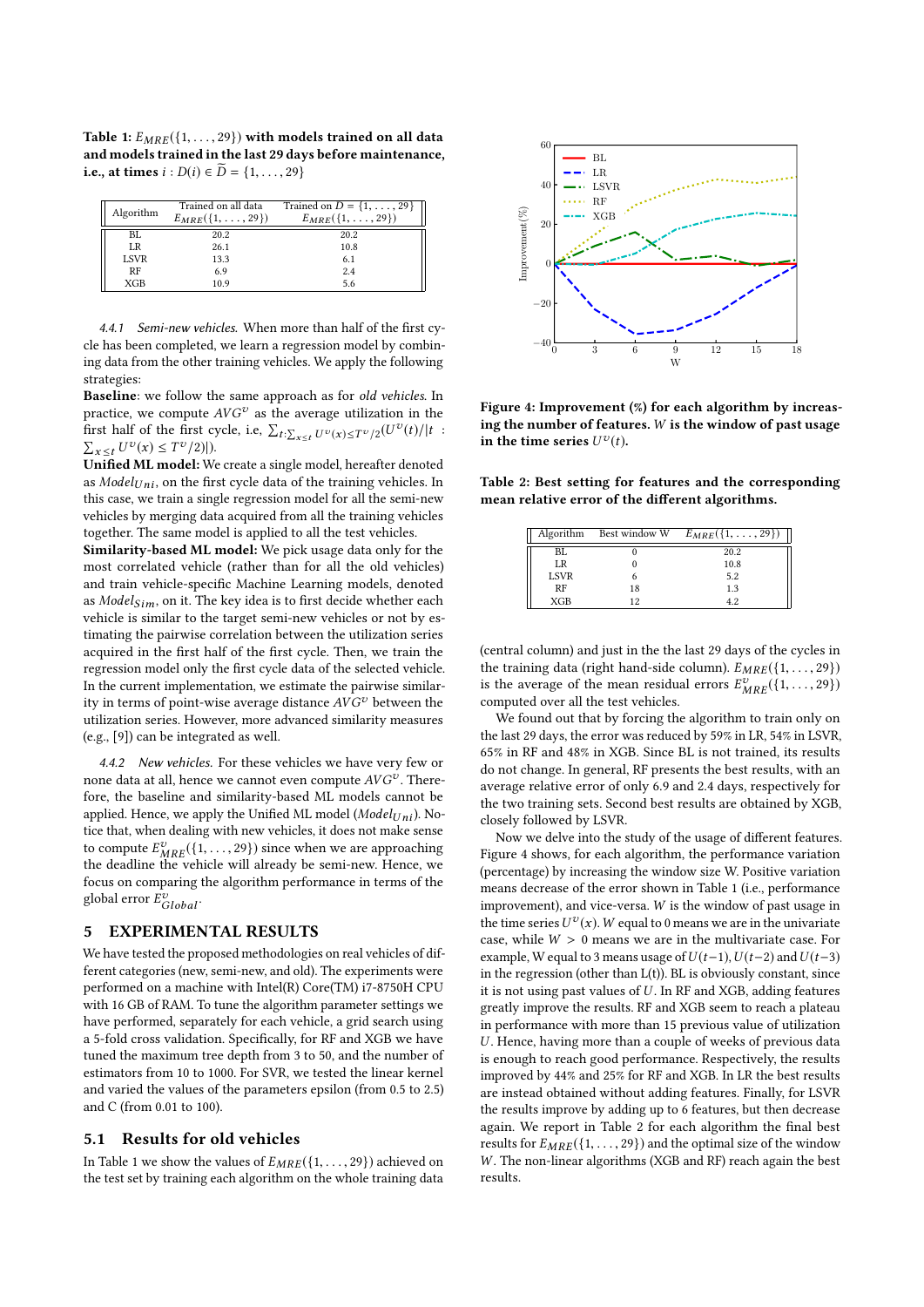**Table 1: $E_{MRE}(\{1,\ldots,29\})$ with models trained on all data and models trained in the last 29 days before maintenance, i.e., at times $i : D(i) \in \widetilde{D} = \{1,\ldots,29\}$**

| Algorithm | Trained on all data $E_{MRE}(\{1,\ldots,29\})$ | Trained on $D = \{1,\ldots,29\}$ $E_{MRE}(\{1,\ldots,29\})$ |
|---|---|---|
| BL | 20.2 | 20.2 |
| LR | 26.1 | 10.8 |
| LSVR | 13.3 | 6.1 |
| RF | 6.9 | 2.4 |
| XGB | 10.9 | 5.6 |

*4.4.1 Semi-new vehicles.* When more than half of the first cycle has been completed, we learn a regression model by combining data from the other training vehicles. We apply the following strategies:

**Baseline**: we follow the same approach as for *old vehicles*. In practice, we compute $AVG^v$ as the average utilization in the first half of the first cycle, i.e, $\sum_{t:\sum_{x\leq t} U^v(x)\leq T^v/2}(U^v(t)/|t : \sum_{x\leq t} U^v(x) \leq T^v/2)|)$.

**Unified ML model:** We create a single model, hereafter denoted as $Model_{Uni}$, on the first cycle data of the training vehicles. In this case, we train a single regression model for all the semi-new vehicles by merging data acquired from all the training vehicles together. The same model is applied to all the test vehicles.

**Similarity-based ML model:** We pick usage data only for the most correlated vehicle (rather than for all the old vehicles) and train vehicle-specific Machine Learning models, denoted as $Model_{Sim}$, on it. The key idea is to first decide whether each vehicle is similar to the target semi-new vehicles or not by estimating the pairwise correlation between the utilization series acquired in the first half of the first cycle. Then, we train the regression model only the first cycle data of the selected vehicle. In the current implementation, we estimate the pairwise similarity in terms of point-wise average distance $AVG^v$ between the utilization series. However, more advanced similarity measures (e.g., [9]) can be integrated as well.

*4.4.2 New vehicles.* For these vehicles we have very few or none data at all, hence we cannot even compute $AVG^v$. Therefore, the baseline and similarity-based ML models cannot be applied. Hence, we apply the Unified ML model ($Model_{Uni}$). Notice that, when dealing with new vehicles, it does not make sense to compute $E^v_{MRE}(\{1,\ldots,29\})$ since when we are approaching the deadline the vehicle will already be semi-new. Hence, we focus on comparing the algorithm performance in terms of the global error $E^v_{Global}$.

## 5 EXPERIMENTAL RESULTS

We have tested the proposed methodologies on real vehicles of different categories (new, semi-new, and old). The experiments were performed on a machine with Intel(R) Core(TM) i7-8750H CPU with 16 GB of RAM. To tune the algorithm parameter settings we have performed, separately for each vehicle, a grid search using a 5-fold cross validation. Specifically, for RF and XGB we have tuned the maximum tree depth from 3 to 50, and the number of estimators from 10 to 1000. For SVR, we tested the linear kernel and varied the values of the parameters epsilon (from 0.5 to 2.5) and C (from 0.01 to 100).

### 5.1 Results for old vehicles

In Table 1 we show the values of $E_{MRE}(\{1,\ldots,29\})$ achieved on the test set by training each algorithm on the whole training data (central column) and just in the the last 29 days of the cycles in the training data (right hand-side column). $E_{MRE}(\{1,\ldots,29\})$ is the average of the mean residual errors $E^v_{MRE}(\{1,\ldots,29\})$ computed over all the test vehicles.

We found out that by forcing the algorithm to train only on the last 29 days, the error was reduced by 59% in LR, 54% in LSVR, 65% in RF and 48% in XGB. Since BL is not trained, its results do not change. In general, RF presents the best results, with an average relative error of only 6.9 and 2.4 days, respectively for the two training sets. Second best results are obtained by XGB, closely followed by LSVR.

Now we delve into the study of the usage of different features. Figure 4 shows, for each algorithm, the performance variation (percentage) by increasing the window size W. Positive variation means decrease of the error shown in Table 1 (i.e., performance improvement), and vice-versa. $W$ is the window of past usage in the time series $U^v(x)$. $W$ equal to 0 means we are in the univariate case, while $W > 0$ means we are in the multivariate case. For example, $W$ equal to 3 means usage of $U(t-1)$, $U(t-2)$ and $U(t-3)$ in the regression (other than L(t)). BL is obviously constant, since it is not using past values of $U$. In RF and XGB, adding features greatly improve the results. RF and XGB seem to reach a plateau in performance with more than 15 previous value of utilization $U$. Hence, having more than a couple of weeks of previous data is enough to reach good performance. Respectively, the results improved by 44% and 25% for RF and XGB. In LR the best results are instead obtained without adding features. Finally, for LSVR the results improve by adding up to 6 features, but then decrease again. We report in Table 2 for each algorithm the final best results for $E_{MRE}(\{1,\ldots,29\})$ and the optimal size of the window $W$. The non-linear algorithms (XGB and RF) reach again the best results.

**Figure 4: Improvement (%) for each algorithm by increasing the number of features. $W$ is the window of past usage in the time series $U^v(t)$.**

**Table 2: Best setting for features and the corresponding mean relative error of the different algorithms.**

| Algorithm | Best window W | $E_{MRE}(\{1,\ldots,29\})$ |
|---|---|---|
| BL | 0 | 20.2 |
| LR | 0 | 10.8 |
| LSVR | 6 | 5.2 |
| RF | 18 | 1.3 |
| XGB | 12 | 4.2 |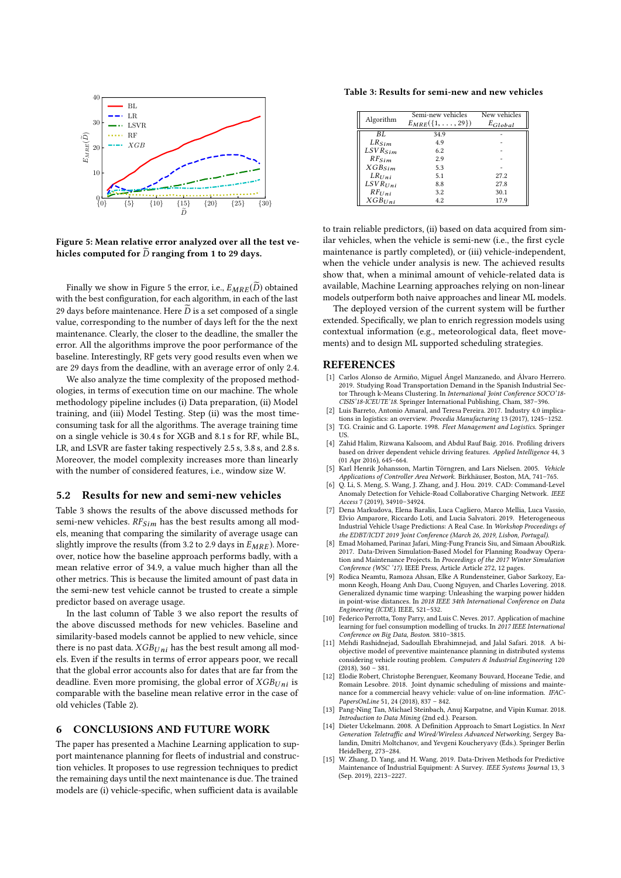40

30

20

10

0

$E_{MRE}(\widetilde{D})$

{0} {5} {10} {15} {20} {25} {30}

$\widetilde{D}$

BL
LR
LSVR
RF
$XGB$

**Figure 5: Mean relative error analyzed over all the test vehicles computed for $\widetilde{D}$ ranging from 1 to 29 days.**

Finally we show in Figure 5 the error, i.e., $E_{MRE}(\widetilde{D})$ obtained with the best configuration, for each algorithm, in each of the last 29 days before maintenance. Here $\widetilde{D}$ is a set composed of a single value, corresponding to the number of days left for the the next maintenance. Clearly, the closer to the deadline, the smaller the error. All the algorithms improve the poor performance of the baseline. Interestingly, RF gets very good results even when we are 29 days from the deadline, with an average error of only 2.4.

We also analyze the time complexity of the proposed methodologies, in terms of execution time on our machine. The whole methodology pipeline includes (i) Data preparation, (ii) Model training, and (iii) Model Testing. Step (ii) was the most time-consuming task for all the algorithms. The average training time on a single vehicle is 30.4 s for XGB and 8.1 s for RF, while BL, LR, and LSVR are faster taking respectively 2.5 s, 3.8 s, and 2.8 s. Moreover, the model complexity increases more than linearly with the number of considered features, i.e., window size W.

## 5.2 Results for new and semi-new vehicles

Table 3 shows the results of the above discussed methods for semi-new vehicles. $RF_{Sim}$ has the best results among all models, meaning that comparing the similarity of average usage can slightly improve the results (from 3.2 to 2.9 days in $E_{MRE}$). Moreover, notice how the baseline approach performs badly, with a mean relative error of 34.9, a value much higher than all the other metrics. This is because the limited amount of past data in the semi-new test vehicle cannot be trusted to create a simple predictor based on average usage.

In the last column of Table 3 we also report the results of the above discussed methods for new vehicles. Baseline and similarity-based models cannot be applied to new vehicle, since there is no past data. $XGB_{Uni}$ has the best result among all models. Even if the results in terms of error appears poor, we recall that the global error accounts also for dates that are far from the deadline. Even more promising, the global error of $XGB_{Uni}$ is comparable with the baseline mean relative error in the case of old vehicles (Table 2).

**Table 3: Results for semi-new and new vehicles**

| Algorithm | Semi-new vehicles $E_{MRE}(\{1,...,29\})$ | New vehicles $E_{Global}$ |
|---|---|---|
| $BL$ | 34.9 | - |
| $LR_{Sim}$ | 4.9 | - |
| $LSVR_{Sim}$ | 6.2 | - |
| $RF_{Sim}$ | 2.9 | - |
| $XGB_{Sim}$ | 5.3 | - |
| $LR_{Uni}$ | 5.1 | 27.2 |
| $LSVR_{Uni}$ | 8.8 | 27.8 |
| $RF_{Uni}$ | 3.2 | 30.1 |
| $XGB_{Uni}$ | 4.2 | 17.9 |

## 6 CONCLUSIONS AND FUTURE WORK

The paper has presented a Machine Learning application to support maintenance planning for fleets of industrial and construction vehicles. It proposes to use regression techniques to predict the remaining days until the next maintenance is due. The trained models are (i) vehicle-specific, when sufficient data is available to train reliable predictors, (ii) based on data acquired from similar vehicles, when the vehicle is semi-new (i.e., the first cycle maintenance is partly completed), or (iii) vehicle-independent, when the vehicle under analysis is new. The achieved results show that, when a minimal amount of vehicle-related data is available, Machine Learning approaches relying on non-linear models outperform both naive approaches and linear ML models.

The deployed version of the current system will be further extended. Specifically, we plan to enrich regression models using contextual information (e.g., meteorological data, fleet movements) and to design ML supported scheduling strategies.

## REFERENCES

[1] Carlos Alonso de Armiño, Miguel Ángel Manzanedo, and Álvaro Herrero. 2019. Studying Road Transportation Demand in the Spanish Industrial Sector Through k-Means Clustering. In *International Joint Conference SOCO'18-CISIS'18-ICEUTE'18*. Springer International Publishing, Cham, 387–396.

[2] Luis Barreto, Antonio Amaral, and Teresa Pereira. 2017. Industry 4.0 implications in logistics: an overview. *Procedia Manufacturing* 13 (2017), 1245–1252.

[3] T.G. Crainic and G. Laporte. 1998. *Fleet Management and Logistics*. Springer US.

[4] Zahid Halim, Rizwana Kalsoom, and Abdul Rauf Baig. 2016. Profiling drivers based on driver dependent vehicle driving features. *Applied Intelligence* 44, 3 (01 Apr 2016), 645–664.

[5] Karl Henrik Johansson, Martin Törngren, and Lars Nielsen. 2005. *Vehicle Applications of Controller Area Network*. Birkhäuser, Boston, MA, 741–765.

[6] Q. Li, S. Meng, S. Wang, J. Zhang, and J. Hou. 2019. CAD: Command-Level Anomaly Detection for Vehicle-Road Collaborative Charging Network. *IEEE Access* 7 (2019), 34910–34924.

[7] Dena Markudova, Elena Baralis, Luca Cagliero, Marco Mellia, Luca Vassio, Elvio Amparore, Riccardo Loti, and Lucia Salvatori. 2019. Heterogeneous Industrial Vehicle Usage Predictions: A Real Case. In *Workshop Proceedings of the EDBT/ICDT 2019 Joint Conference (March 26, 2019, Lisbon, Portugal)*.

[8] Emad Mohamed, Parinaz Jafari, Ming-Fung Francis Siu, and Simaan AbouRizk. 2017. Data-Driven Simulation-Based Model for Planning Roadway Operation and Maintenance Projects. In *Proceedings of the 2017 Winter Simulation Conference (WSC '17)*. IEEE Press, Article Article 272, 12 pages.

[9] Rodica Neamtu, Ramoza Ahsan, Elke A Rundensteiner, Gabor Sarkozy, Eamonn Keogh, Hoang Anh Dau, Cuong Nguyen, and Charles Lovering. 2018. Generalized dynamic time warping: Unleashing the warping power hidden in point-wise distances. In *2018 IEEE 34th International Conference on Data Engineering (ICDE)*. IEEE, 521–532.

[10] Federico Perrotta, Tony Parry, and Luis C. Neves. 2017. Application of machine learning for fuel consumption modelling of trucks. In *2017 IEEE International Conference on Big Data, Boston*. 3810–3815.

[11] Mehdi Rashidnejad, Sadoullah Ebrahimnejad, and Jalal Safari. 2018. A bi-objective model of preventive maintenance planning in distributed systems considering vehicle routing problem. *Computers & Industrial Engineering* 120 (2018), 360 – 381.

[12] Elodie Robert, Christophe Berenguer, Keomany Bouvard, Hoceane Tedie, and Romain Lesobre. 2018. Joint dynamic scheduling of missions and maintenance for a commercial heavy vehicle: value of on-line information. *IFAC-PapersOnLine* 51, 24 (2018), 837 – 842.

[13] Pang-Ning Tan, Michael Steinbach, Anuj Karpatne, and Vipin Kumar. 2018. *Introduction to Data Mining* (2nd ed.). Pearson.

[14] Dieter Uckelmann. 2008. A Definition Approach to Smart Logistics. In *Next Generation Teletraffic and Wired/Wireless Advanced Networking*, Sergey Balandin, Dmitri Moltchanov, and Yevgeni Koucheryavy (Eds.). Springer Berlin Heidelberg, 273–284.

[15] W. Zhang, D. Yang, and H. Wang. 2019. Data-Driven Methods for Predictive Maintenance of Industrial Equipment: A Survey. *IEEE Systems Journal* 13, 3 (Sep. 2019), 2213–2227.